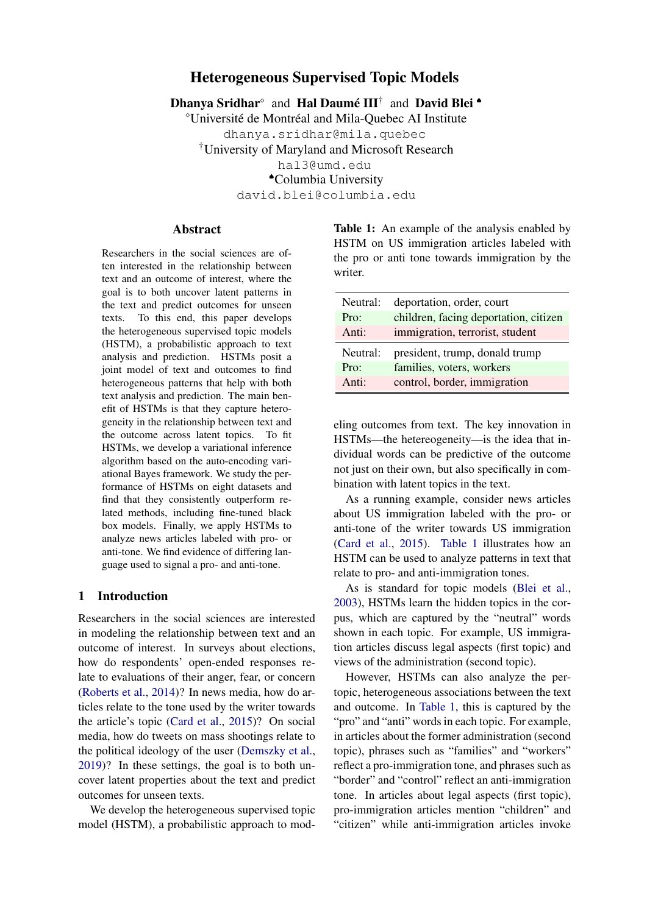# Heterogeneous Supervised Topic Models

**Dhanya Sridhar**[◇] and **Hal Daumé III**[†] and **David Blei**[♠]

[◇]Université de Montréal and Mila-Quebec AI Institute
dhanya.sridhar@mila.quebec

[†]University of Maryland and Microsoft Research
hal3@umd.edu

[♠]Columbia University
david.blei@columbia.edu

## Abstract

Researchers in the social sciences are often interested in the relationship between text and an outcome of interest, where the goal is to both uncover latent patterns in the text and predict outcomes for unseen texts. To this end, this paper develops the heterogeneous supervised topic models (HSTM), a probabilistic approach to text analysis and prediction. HSTMs posit a joint model of text and outcomes to find heterogeneous patterns that help with both text analysis and prediction. The main benefit of HSTMs is that they capture heterogeneity in the relationship between text and the outcome across latent topics. To fit HSTMs, we develop a variational inference algorithm based on the auto-encoding variational Bayes framework. We study the performance of HSTMs on eight datasets and find that they consistently outperform related methods, including fine-tuned black box models. Finally, we apply HSTMs to analyze news articles labeled with pro- or anti-tone. We find evidence of differing language used to signal a pro- and anti-tone.

## 1 Introduction

Researchers in the social sciences are interested in modeling the relationship between text and an outcome of interest. In surveys about elections, how do respondents' open-ended responses relate to evaluations of their anger, fear, or concern (Roberts et al., 2014)? In news media, how do articles relate to the tone used by the writer towards the article's topic (Card et al., 2015)? On social media, how do tweets on mass shootings relate to the political ideology of the user (Demszky et al., 2019)? In these settings, the goal is to both uncover latent properties about the text and predict outcomes for unseen texts.

We develop the heterogeneous supervised topic model (HSTM), a probabilistic approach to modeling outcomes from text. The key innovation in HSTMs—the hetereogeneity—is the idea that individual words can be predictive of the outcome not just on their own, but also specifically in combination with latent topics in the text.

**Table 1:** An example of the analysis enabled by HSTM on US immigration articles labeled with the pro or anti tone towards immigration by the writer.

| | |
|---|---|
| Neutral: | deportation, order, court |
| Pro: | children, facing deportation, citizen |
| Anti: | immigration, terrorist, student |
| Neutral: | president, trump, donald trump |
| Pro: | families, voters, workers |
| Anti: | control, border, immigration |

As a running example, consider news articles about US immigration labeled with the pro- or anti-tone of the writer towards US immigration (Card et al., 2015). Table 1 illustrates how an HSTM can be used to analyze patterns in text that relate to pro- and anti-immigration tones.

As is standard for topic models (Blei et al., 2003), HSTMs learn the hidden topics in the corpus, which are captured by the "neutral" words shown in each topic. For example, US immigration articles discuss legal aspects (first topic) and views of the administration (second topic).

However, HSTMs can also analyze the per-topic, heterogeneous associations between the text and outcome. In Table 1, this is captured by the "pro" and "anti" words in each topic. For example, in articles about the former administration (second topic), phrases such as "families" and "workers" reflect a pro-immigration tone, and phrases such as "border" and "control" reflect an anti-immigration tone. In articles about legal aspects (first topic), pro-immigration articles mention "children" and "citizen" while anti-immigration articles invoke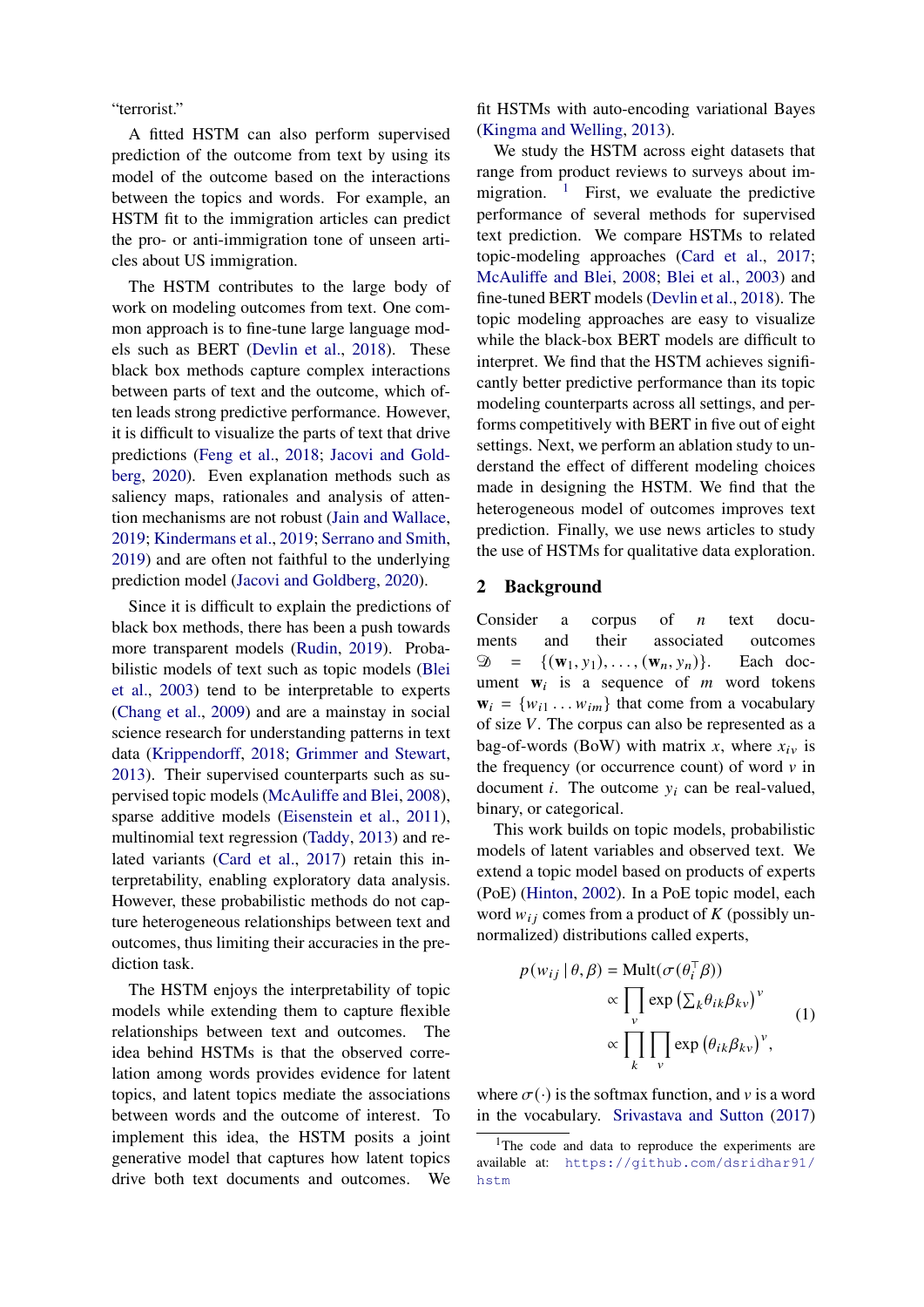"terrorist."

A fitted HSTM can also perform supervised prediction of the outcome from text by using its model of the outcome based on the interactions between the topics and words. For example, an HSTM fit to the immigration articles can predict the pro- or anti-immigration tone of unseen articles about US immigration.

The HSTM contributes to the large body of work on modeling outcomes from text. One common approach is to fine-tune large language models such as BERT (Devlin et al., 2018). These black box methods capture complex interactions between parts of text and the outcome, which often leads strong predictive performance. However, it is difficult to visualize the parts of text that drive predictions (Feng et al., 2018; Jacovi and Goldberg, 2020). Even explanation methods such as saliency maps, rationales and analysis of attention mechanisms are not robust (Jain and Wallace, 2019; Kindermans et al., 2019; Serrano and Smith, 2019) and are often not faithful to the underlying prediction model (Jacovi and Goldberg, 2020).

Since it is difficult to explain the predictions of black box methods, there has been a push towards more transparent models (Rudin, 2019). Probabilistic models of text such as topic models (Blei et al., 2003) tend to be interpretable to experts (Chang et al., 2009) and are a mainstay in social science research for understanding patterns in text data (Krippendorff, 2018; Grimmer and Stewart, 2013). Their supervised counterparts such as supervised topic models (McAuliffe and Blei, 2008), sparse additive models (Eisenstein et al., 2011), multinomial text regression (Taddy, 2013) and related variants (Card et al., 2017) retain this interpretability, enabling exploratory data analysis. However, these probabilistic methods do not capture heterogeneous relationships between text and outcomes, thus limiting their accuracies in the prediction task.

The HSTM enjoys the interpretability of topic models while extending them to capture flexible relationships between text and outcomes. The idea behind HSTMs is that the observed correlation among words provides evidence for latent topics, and latent topics mediate the associations between words and the outcome of interest. To implement this idea, the HSTM posits a joint generative model that captures how latent topics drive both text documents and outcomes. We fit HSTMs with auto-encoding variational Bayes (Kingma and Welling, 2013).

We study the HSTM across eight datasets that range from product reviews to surveys about immigration. [1] First, we evaluate the predictive performance of several methods for supervised text prediction. We compare HSTMs to related topic-modeling approaches (Card et al., 2017; McAuliffe and Blei, 2008; Blei et al., 2003) and fine-tuned BERT models (Devlin et al., 2018). The topic modeling approaches are easy to visualize while the black-box BERT models are difficult to interpret. We find that the HSTM achieves significantly better predictive performance than its topic modeling counterparts across all settings, and performs competitively with BERT in five out of eight settings. Next, we perform an ablation study to understand the effect of different modeling choices made in designing the HSTM. We find that the heterogeneous model of outcomes improves text prediction. Finally, we use news articles to study the use of HSTMs for qualitative data exploration.

## 2 Background

Consider a corpus of $n$ text documents and their associated outcomes $\mathcal{D} = \{(\mathbf{w}_1, y_1), \ldots, (\mathbf{w}_n, y_n)\}$. Each document $\mathbf{w}_i$ is a sequence of $m$ word tokens $\mathbf{w}_i = \{w_{i1} \ldots w_{im}\}$ that come from a vocabulary of size $V$. The corpus can also be represented as a bag-of-words (BoW) with matrix $x$, where $x_{iv}$ is the frequency (or occurrence count) of word $v$ in document $i$. The outcome $y_i$ can be real-valued, binary, or categorical.

This work builds on topic models, probabilistic models of latent variables and observed text. We extend a topic model based on products of experts (PoE) (Hinton, 2002). In a PoE topic model, each word $w_{ij}$ comes from a product of $K$ (possibly unnormalized) distributions called experts,

$$
\begin{aligned}
p(w_{ij} \mid \theta, \beta) &= \text{Mult}(\sigma(\theta_i^\top \beta)) \\
&\propto \prod_v \exp\left(\textstyle\sum_k \theta_{ik}\beta_{kv}\right)^v \\
&\propto \prod_k \prod_v \exp\left(\theta_{ik}\beta_{kv}\right)^v,
\end{aligned}
\tag{1}
$$

where $\sigma(\cdot)$ is the softmax function, and $v$ is a word in the vocabulary. Srivastava and Sutton (2017)

[1] The code and data to reproduce the experiments are available at: https://github.com/dsridhar91/hstm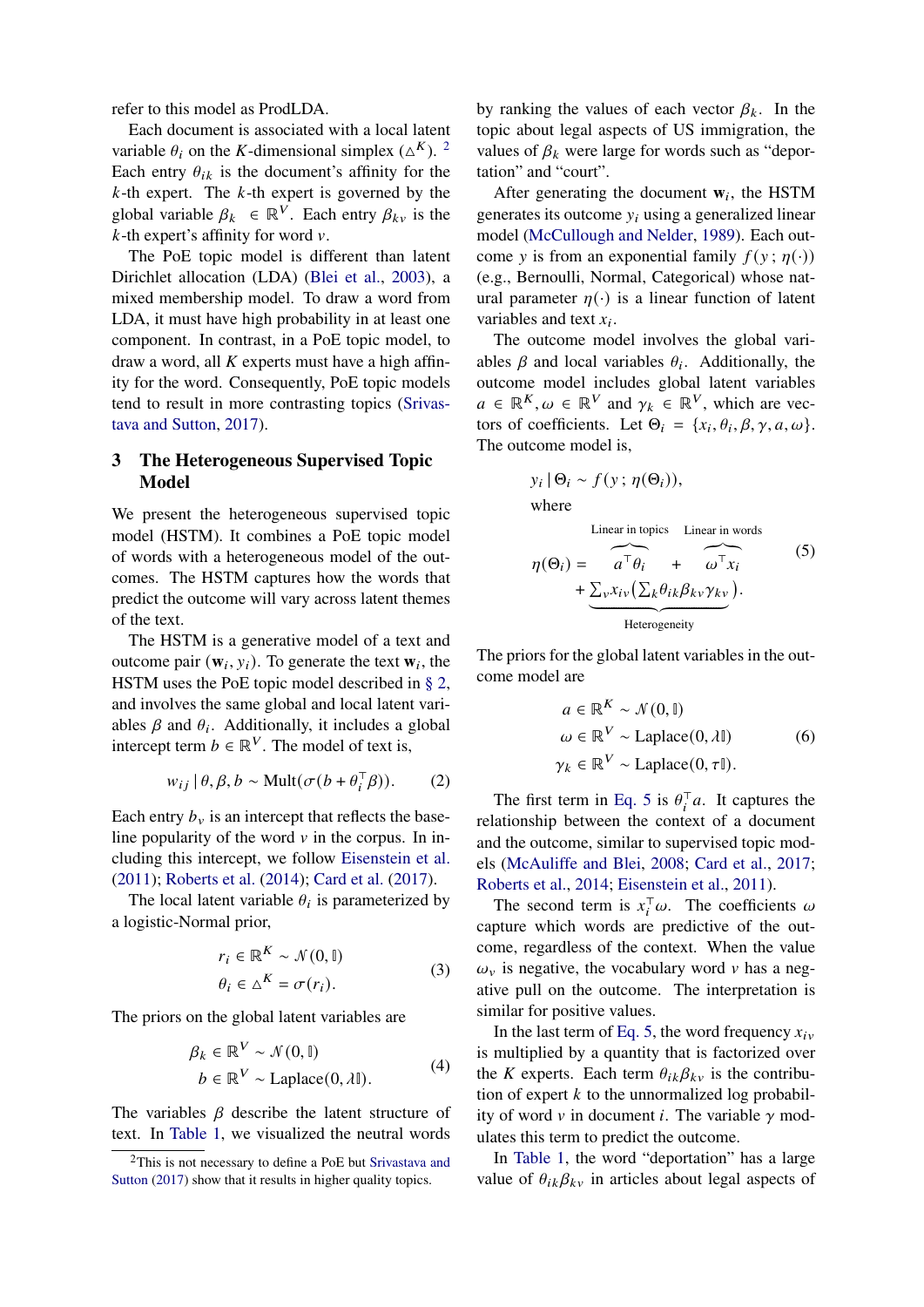refer to this model as ProdLDA.

Each document is associated with a local latent variable $\theta_i$ on the $K$-dimensional simplex ($\triangle^K$).[2] Each entry $\theta_{ik}$ is the document's affinity for the $k$-th expert. The $k$-th expert is governed by the global variable $\beta_k \in \mathbb{R}^V$. Each entry $\beta_{kv}$ is the $k$-th expert's affinity for word $v$.

The PoE topic model is different than latent Dirichlet allocation (LDA) (Blei et al., 2003), a mixed membership model. To draw a word from LDA, it must have high probability in at least one component. In contrast, in a PoE topic model, to draw a word, all $K$ experts must have a high affinity for the word. Consequently, PoE topic models tend to result in more contrasting topics (Srivastava and Sutton, 2017).

## 3 The Heterogeneous Supervised Topic Model

We present the heterogeneous supervised topic model (HSTM). It combines a PoE topic model of words with a heterogeneous model of the outcomes. The HSTM captures how the words that predict the outcome will vary across latent themes of the text.

The HSTM is a generative model of a text and outcome pair $(\mathbf{w}_i, y_i)$. To generate the text $\mathbf{w}_i$, the HSTM uses the PoE topic model described in § 2, and involves the same global and local latent variables $\beta$ and $\theta_i$. Additionally, it includes a global intercept term $b \in \mathbb{R}^V$. The model of text is,

$$w_{ij} \mid \theta, \beta, b \sim \text{Mult}(\sigma(b + \theta_i^\top \beta)). \tag{2}$$

Each entry $b_v$ is an intercept that reflects the baseline popularity of the word $v$ in the corpus. In including this intercept, we follow Eisenstein et al. (2011); Roberts et al. (2014); Card et al. (2017).

The local latent variable $\theta_i$ is parameterized by a logistic-Normal prior,

$$\begin{aligned} r_i \in \mathbb{R}^K &\sim \mathcal{N}(0, \mathbb{I}) \\ \theta_i \in \triangle^K &= \sigma(r_i). \end{aligned} \tag{3}$$

The priors on the global latent variables are

$$\begin{aligned} \beta_k \in \mathbb{R}^V &\sim \mathcal{N}(0, \mathbb{I}) \\ b \in \mathbb{R}^V &\sim \text{Laplace}(0, \lambda \mathbb{I}). \end{aligned} \tag{4}$$

The variables $\beta$ describe the latent structure of text. In Table 1, we visualized the neutral words by ranking the values of each vector $\beta_k$. In the topic about legal aspects of US immigration, the values of $\beta_k$ were large for words such as "deportation" and "court".

After generating the document $\mathbf{w}_i$, the HSTM generates its outcome $y_i$ using a generalized linear model (McCullough and Nelder, 1989). Each outcome $y$ is from an exponential family $f(y\,; \eta(\cdot))$ (e.g., Bernoulli, Normal, Categorical) whose natural parameter $\eta(\cdot)$ is a linear function of latent variables and text $x_i$.

The outcome model involves the global variables $\beta$ and local variables $\theta_i$. Additionally, the outcome model includes global latent variables $a \in \mathbb{R}^K, \omega \in \mathbb{R}^V$ and $\gamma_k \in \mathbb{R}^V$, which are vectors of coefficients. Let $\Theta_i = \{x_i, \theta_i, \beta, \gamma, a, \omega\}$. The outcome model is,

$$y_i \mid \Theta_i \sim f(y\,; \eta(\Theta_i)),$$

where

$$\eta(\Theta_i) = \overbrace{a^\top \theta_i}^{\text{Linear in topics}} + \overbrace{\omega^\top x_i}^{\text{Linear in words}} + \underbrace{\textstyle\sum_v x_{iv} \big(\sum_k \theta_{ik} \beta_{kv} \gamma_{kv}\big)}_{\text{Heterogeneity}}. \tag{5}$$

The priors for the global latent variables in the outcome model are

$$\begin{aligned} a \in \mathbb{R}^K &\sim \mathcal{N}(0, \mathbb{I}) \\ \omega \in \mathbb{R}^V &\sim \text{Laplace}(0, \lambda \mathbb{I}) \\ \gamma_k \in \mathbb{R}^V &\sim \text{Laplace}(0, \tau \mathbb{I}). \end{aligned} \tag{6}$$

The first term in Eq. 5 is $\theta_i^\top a$. It captures the relationship between the context of a document and the outcome, similar to supervised topic models (McAuliffe and Blei, 2008; Card et al., 2017; Roberts et al., 2014; Eisenstein et al., 2011).

The second term is $x_i^\top \omega$. The coefficients $\omega$ capture which words are predictive of the outcome, regardless of the context. When the value $\omega_v$ is negative, the vocabulary word $v$ has a negative pull on the outcome. The interpretation is similar for positive values.

In the last term of Eq. 5, the word frequency $x_{iv}$ is multiplied by a quantity that is factorized over the $K$ experts. Each term $\theta_{ik}\beta_{kv}$ is the contribution of expert $k$ to the unnormalized log probability of word $v$ in document $i$. The variable $\gamma$ modulates this term to predict the outcome.

In Table 1, the word "deportation" has a large value of $\theta_{ik}\beta_{kv}$ in articles about legal aspects of

[2] This is not necessary to define a PoE but Srivastava and Sutton (2017) show that it results in higher quality topics.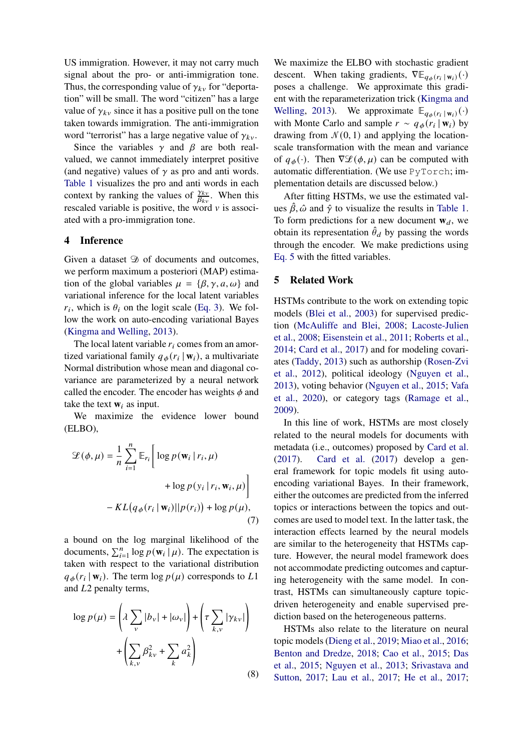US immigration. However, it may not carry much signal about the pro- or anti-immigration tone. Thus, the corresponding value of $\gamma_{kv}$ for "deportation" will be small. The word "citizen" has a large value of $\gamma_{kv}$ since it has a positive pull on the tone taken towards immigration. The anti-immigration word "terrorist" has a large negative value of $\gamma_{kv}$.

Since the variables $\gamma$ and $\beta$ are both real-valued, we cannot immediately interpret positive (and negative) values of $\gamma$ as pro and anti words. Table 1 visualizes the pro and anti words in each context by ranking the values of $\frac{\gamma_{kv}}{\beta_{kv}}$. When this rescaled variable is positive, the word $v$ is associated with a pro-immigration tone.

## 4 Inference

Given a dataset $\mathcal{D}$ of documents and outcomes, we perform maximum a posteriori (MAP) estimation of the global variables $\mu = \{\beta, \gamma, a, \omega\}$ and variational inference for the local latent variables $r_i$, which is $\theta_i$ on the logit scale (Eq. 3). We follow the work on auto-encoding variational Bayes (Kingma and Welling, 2013).

The local latent variable $r_i$ comes from an amortized variational family $q_\phi(r_i \mid \mathbf{w}_i)$, a multivariate Normal distribution whose mean and diagonal covariance are parameterized by a neural network called the encoder. The encoder has weights $\phi$ and take the text $\mathbf{w}_i$ as input.

We maximize the evidence lower bound (ELBO),

$$\mathcal{L}(\phi, \mu) = \frac{1}{n} \sum_{i=1}^{n} \mathbb{E}_{r_i}\Big[ \log p(\mathbf{w}_i \mid r_i, \mu) + \log p(y_i \mid r_i, \mathbf{w}_i, \mu) \Big] - KL\big(q_\phi(r_i \mid \mathbf{w}_i) || p(r_i)\big) + \log p(\mu), \tag{7}$$

a bound on the log marginal likelihood of the documents, $\sum_{i=1}^{n} \log p(\mathbf{w}_i \mid \mu)$. The expectation is taken with respect to the variational distribution $q_\phi(r_i \mid \mathbf{w}_i)$. The term $\log p(\mu)$ corresponds to $L1$ and $L2$ penalty terms,

$$\log p(\mu) = \left(\lambda \sum_{v} |b_v| + |\omega_v|\right) + \left(\tau \sum_{k,v} |\gamma_{kv}|\right) + \left(\sum_{k,v} \beta_{kv}^2 + \sum_{k} a_k^2\right) \tag{8}$$

We maximize the ELBO with stochastic gradient descent. When taking gradients, $\nabla \mathbb{E}_{q_\phi(r_i \mid \mathbf{w}_i)}(\cdot)$ poses a challenge. We approximate this gradient with the reparameterization trick (Kingma and Welling, 2013). We approximate $\mathbb{E}_{q_\phi(r_i \mid \mathbf{w}_i)}(\cdot)$ with Monte Carlo and sample $r \sim q_\phi(r_i \mid \mathbf{w}_i)$ by drawing from $\mathcal{N}(0, 1)$ and applying the location-scale transformation with the mean and variance of $q_\phi(\cdot)$. Then $\nabla \mathcal{L}(\phi, \mu)$ can be computed with automatic differentiation. (We use `PyTorch`; implementation details are discussed below.)

After fitting HSTMs, we use the estimated values $\hat{\beta}, \hat{\omega}$ and $\hat{\gamma}$ to visualize the results in Table 1. To form predictions for a new document $\mathbf{w}_d$, we obtain its representation $\hat{\theta}_d$ by passing the words through the encoder. We make predictions using Eq. 5 with the fitted variables.

## 5 Related Work

HSTMs contribute to the work on extending topic models (Blei et al., 2003) for supervised prediction (McAuliffe and Blei, 2008; Lacoste-Julien et al., 2008; Eisenstein et al., 2011; Roberts et al., 2014; Card et al., 2017) and for modeling covariates (Taddy, 2013) such as authorship (Rosen-Zvi et al., 2012), political ideology (Nguyen et al., 2013), voting behavior (Nguyen et al., 2015; Vafa et al., 2020), or category tags (Ramage et al., 2009).

In this line of work, HSTMs are most closely related to the neural models for documents with metadata (i.e., outcomes) proposed by Card et al. (2017). Card et al. (2017) develop a general framework for topic models fit using auto-encoding variational Bayes. In their framework, either the outcomes are predicted from the inferred topics or interactions between the topics and outcomes are used to model text. In the latter task, the interaction effects learned by the neural models are similar to the heterogeneity that HSTMs capture. However, the neural model framework does not accommodate predicting outcomes and capturing heterogeneity with the same model. In contrast, HSTMs can simultaneously capture topic-driven heterogeneity and enable supervised prediction based on the heterogeneous patterns.

HSTMs also relate to the literature on neural topic models (Dieng et al., 2019; Miao et al., 2016; Benton and Dredze, 2018; Cao et al., 2015; Das et al., 2015; Nguyen et al., 2013; Srivastava and Sutton, 2017; Lau et al., 2017; He et al., 2017;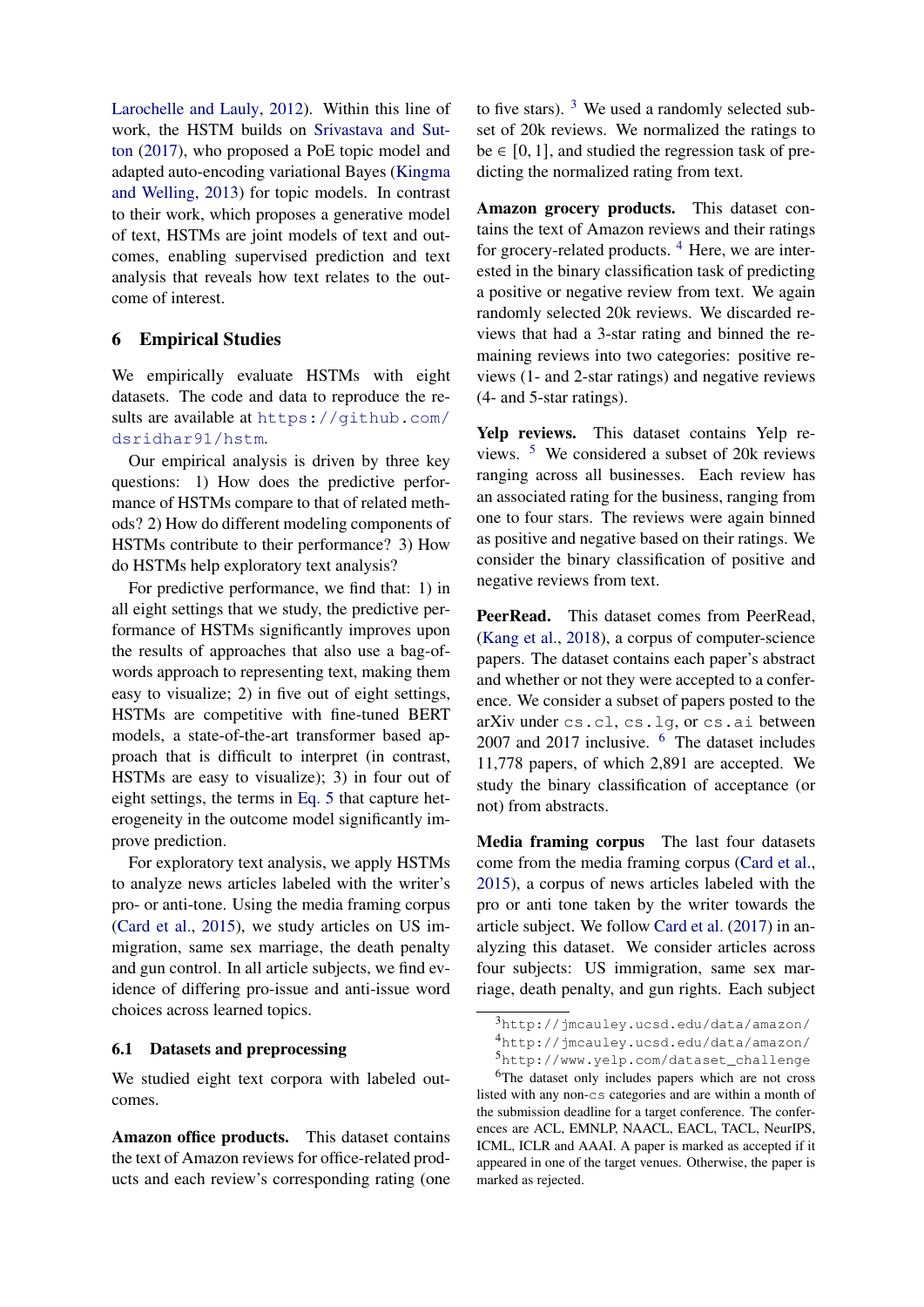Larochelle and Lauly, 2012). Within this line of work, the HSTM builds on Srivastava and Sutton (2017), who proposed a PoE topic model and adapted auto-encoding variational Bayes (Kingma and Welling, 2013) for topic models. In contrast to their work, which proposes a generative model of text, HSTMs are joint models of text and outcomes, enabling supervised prediction and text analysis that reveals how text relates to the outcome of interest.

## 6 Empirical Studies

We empirically evaluate HSTMs with eight datasets. The code and data to reproduce the results are available at https://github.com/dsridhar91/hstm.

Our empirical analysis is driven by three key questions: 1) How does the predictive performance of HSTMs compare to that of related methods? 2) How do different modeling components of HSTMs contribute to their performance? 3) How do HSTMs help exploratory text analysis?

For predictive performance, we find that: 1) in all eight settings that we study, the predictive performance of HSTMs significantly improves upon the results of approaches that also use a bag-of-words approach to representing text, making them easy to visualize; 2) in five out of eight settings, HSTMs are competitive with fine-tuned BERT models, a state-of-the-art transformer based approach that is difficult to interpret (in contrast, HSTMs are easy to visualize); 3) in four out of eight settings, the terms in Eq. 5 that capture heterogeneity in the outcome model significantly improve prediction.

For exploratory text analysis, we apply HSTMs to analyze news articles labeled with the writer's pro- or anti-tone. Using the media framing corpus (Card et al., 2015), we study articles on US immigration, same sex marriage, the death penalty and gun control. In all article subjects, we find evidence of differing pro-issue and anti-issue word choices across learned topics.

### 6.1 Datasets and preprocessing

We studied eight text corpora with labeled outcomes.

**Amazon office products.** This dataset contains the text of Amazon reviews for office-related products and each review's corresponding rating (one to five stars). [3] We used a randomly selected subset of 20k reviews. We normalized the ratings to be $\in [0, 1]$, and studied the regression task of predicting the normalized rating from text.

**Amazon grocery products.** This dataset contains the text of Amazon reviews and their ratings for grocery-related products. [4] Here, we are interested in the binary classification task of predicting a positive or negative review from text. We again randomly selected 20k reviews. We discarded reviews that had a 3-star rating and binned the remaining reviews into two categories: positive reviews (1- and 2-star ratings) and negative reviews (4- and 5-star ratings).

**Yelp reviews.** This dataset contains Yelp reviews. [5] We considered a subset of 20k reviews ranging across all businesses. Each review has an associated rating for the business, ranging from one to four stars. The reviews were again binned as positive and negative based on their ratings. We consider the binary classification of positive and negative reviews from text.

**PeerRead.** This dataset comes from PeerRead, (Kang et al., 2018), a corpus of computer-science papers. The dataset contains each paper's abstract and whether or not they were accepted to a conference. We consider a subset of papers posted to the arXiv under `cs.cl`, `cs.lg`, or `cs.ai` between 2007 and 2017 inclusive. [6] The dataset includes 11,778 papers, of which 2,891 are accepted. We study the binary classification of acceptance (or not) from abstracts.

**Media framing corpus** The last four datasets come from the media framing corpus (Card et al., 2015), a corpus of news articles labeled with the pro or anti tone taken by the writer towards the article subject. We follow Card et al. (2017) in analyzing this dataset. We consider articles across four subjects: US immigration, same sex marriage, death penalty, and gun rights. Each subject

[3] http://jmcauley.ucsd.edu/data/amazon/

[4] http://jmcauley.ucsd.edu/data/amazon/

[5] http://www.yelp.com/dataset_challenge

[6] The dataset only includes papers which are not cross listed with any non-`cs` categories and are within a month of the submission deadline for a target conference. The conferences are ACL, EMNLP, NAACL, EACL, TACL, NeurIPS, ICML, ICLR and AAAI. A paper is marked as accepted if it appeared in one of the target venues. Otherwise, the paper is marked as rejected.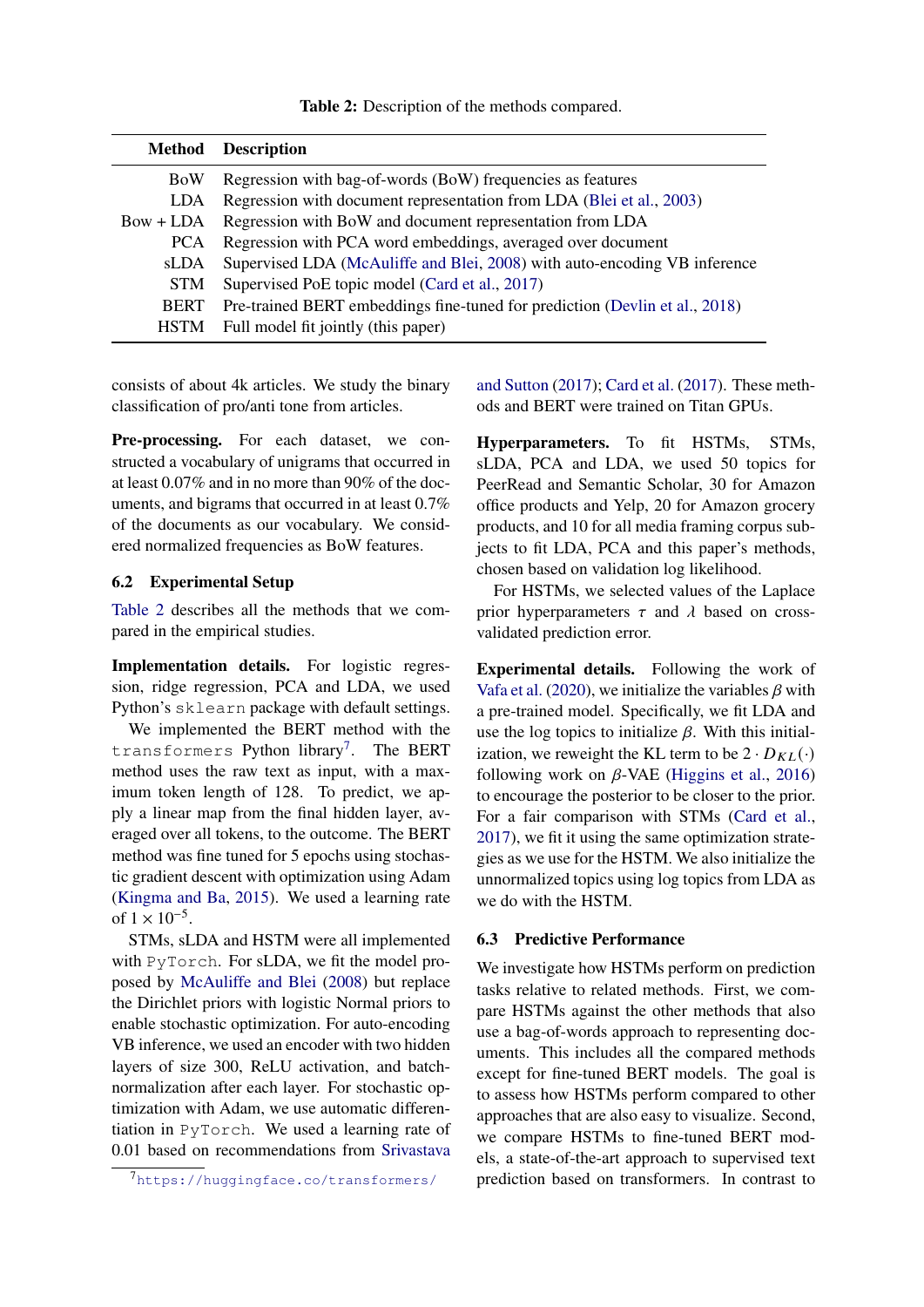Table 2: Description of the methods compared.

| Method | Description |
|---|---|
| BoW | Regression with bag-of-words (BoW) frequencies as features |
| LDA | Regression with document representation from LDA (Blei et al., 2003) |
| Bow + LDA | Regression with BoW and document representation from LDA |
| PCA | Regression with PCA word embeddings, averaged over document |
| sLDA | Supervised LDA (McAuliffe and Blei, 2008) with auto-encoding VB inference |
| STM | Supervised PoE topic model (Card et al., 2017) |
| BERT | Pre-trained BERT embeddings fine-tuned for prediction (Devlin et al., 2018) |
| HSTM | Full model fit jointly (this paper) |

consists of about 4k articles. We study the binary classification of pro/anti tone from articles.

**Pre-processing.** For each dataset, we constructed a vocabulary of unigrams that occurred in at least 0.07% and in no more than 90% of the documents, and bigrams that occurred in at least 0.7% of the documents as our vocabulary. We considered normalized frequencies as BoW features.

## 6.2 Experimental Setup

Table 2 describes all the methods that we compared in the empirical studies.

**Implementation details.** For logistic regression, ridge regression, PCA and LDA, we used Python's `sklearn` package with default settings.

We implemented the BERT method with the `transformers` Python library[7]. The BERT method uses the raw text as input, with a maximum token length of 128. To predict, we apply a linear map from the final hidden layer, averaged over all tokens, to the outcome. The BERT method was fine tuned for 5 epochs using stochastic gradient descent with optimization using Adam (Kingma and Ba, 2015). We used a learning rate of $1 \times 10^{-5}$.

STMs, sLDA and HSTM were all implemented with `PyTorch`. For sLDA, we fit the model proposed by McAuliffe and Blei (2008) but replace the Dirichlet priors with logistic Normal priors to enable stochastic optimization. For auto-encoding VB inference, we used an encoder with two hidden layers of size 300, ReLU activation, and batch-normalization after each layer. For stochastic optimization with Adam, we use automatic differentiation in `PyTorch`. We used a learning rate of 0.01 based on recommendations from Srivastava and Sutton (2017); Card et al. (2017). These methods and BERT were trained on Titan GPUs.

[7] https://huggingface.co/transformers/

**Hyperparameters.** To fit HSTMs, STMs, sLDA, PCA and LDA, we used 50 topics for PeerRead and Semantic Scholar, 30 for Amazon office products and Yelp, 20 for Amazon grocery products, and 10 for all media framing corpus subjects to fit LDA, PCA and this paper's methods, chosen based on validation log likelihood.

For HSTMs, we selected values of the Laplace prior hyperparameters $\tau$ and $\lambda$ based on cross-validated prediction error.

**Experimental details.** Following the work of Vafa et al. (2020), we initialize the variables $\beta$ with a pre-trained model. Specifically, we fit LDA and use the log topics to initialize $\beta$. With this initialization, we reweight the KL term to be $2 \cdot D_{KL}(\cdot)$ following work on $\beta$-VAE (Higgins et al., 2016) to encourage the posterior to be closer to the prior. For a fair comparison with STMs (Card et al., 2017), we fit it using the same optimization strategies as we use for the HSTM. We also initialize the unnormalized topics using log topics from LDA as we do with the HSTM.

## 6.3 Predictive Performance

We investigate how HSTMs perform on prediction tasks relative to related methods. First, we compare HSTMs against the other methods that also use a bag-of-words approach to representing documents. This includes all the compared methods except for fine-tuned BERT models. The goal is to assess how HSTMs perform compared to other approaches that are also easy to visualize. Second, we compare HSTMs to fine-tuned BERT models, a state-of-the-art approach to supervised text prediction based on transformers. In contrast to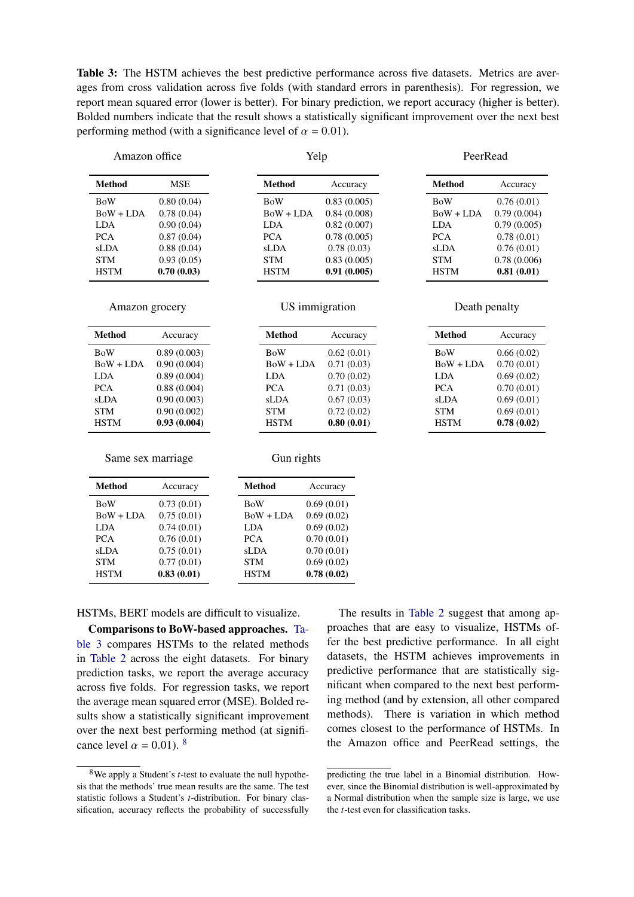**Table 3:** The HSTM achieves the best predictive performance across five datasets. Metrics are averages from cross validation across five folds (with standard errors in parenthesis). For regression, we report mean squared error (lower is better). For binary prediction, we report accuracy (higher is better). Bolded numbers indicate that the result shows a statistically significant improvement over the next best performing method (with a significance level of $\alpha = 0.01$).

Amazon office

| **Method** | MSE |
|---|---|
| BoW | 0.80 (0.04) |
| BoW + LDA | 0.78 (0.04) |
| LDA | 0.90 (0.04) |
| PCA | 0.87 (0.04) |
| sLDA | 0.88 (0.04) |
| STM | 0.93 (0.05) |
| HSTM | **0.70 (0.03)** |

Yelp

| **Method** | Accuracy |
|---|---|
| BoW | 0.83 (0.005) |
| BoW + LDA | 0.84 (0.008) |
| LDA | 0.82 (0.007) |
| PCA | 0.78 (0.005) |
| sLDA | 0.78 (0.03) |
| STM | 0.83 (0.005) |
| HSTM | **0.91 (0.005)** |

PeerRead

| **Method** | Accuracy |
|---|---|
| BoW | 0.76 (0.01) |
| BoW + LDA | 0.79 (0.004) |
| LDA | 0.79 (0.005) |
| PCA | 0.78 (0.01) |
| sLDA | 0.76 (0.01) |
| STM | 0.78 (0.006) |
| HSTM | **0.81 (0.01)** |

Amazon grocery

| **Method** | Accuracy |
|---|---|
| BoW | 0.89 (0.003) |
| BoW + LDA | 0.90 (0.004) |
| LDA | 0.89 (0.004) |
| PCA | 0.88 (0.004) |
| sLDA | 0.90 (0.003) |
| STM | 0.90 (0.002) |
| HSTM | **0.93 (0.004)** |

US immigration

| **Method** | Accuracy |
|---|---|
| BoW | 0.62 (0.01) |
| BoW + LDA | 0.71 (0.03) |
| LDA | 0.70 (0.02) |
| PCA | 0.71 (0.03) |
| sLDA | 0.67 (0.03) |
| STM | 0.72 (0.02) |
| HSTM | **0.80 (0.01)** |

Death penalty

| **Method** | Accuracy |
|---|---|
| BoW | 0.66 (0.02) |
| BoW + LDA | 0.70 (0.01) |
| LDA | 0.69 (0.02) |
| PCA | 0.70 (0.01) |
| sLDA | 0.69 (0.01) |
| STM | 0.69 (0.01) |
| HSTM | **0.78 (0.02)** |

Same sex marriage

| **Method** | Accuracy |
|---|---|
| BoW | 0.73 (0.01) |
| BoW + LDA | 0.75 (0.01) |
| LDA | 0.74 (0.01) |
| PCA | 0.76 (0.01) |
| sLDA | 0.75 (0.01) |
| STM | 0.77 (0.01) |
| HSTM | **0.83 (0.01)** |

Gun rights

| **Method** | Accuracy |
|---|---|
| BoW | 0.69 (0.01) |
| BoW + LDA | 0.69 (0.02) |
| LDA | 0.69 (0.02) |
| PCA | 0.70 (0.01) |
| sLDA | 0.70 (0.01) |
| STM | 0.69 (0.02) |
| HSTM | **0.78 (0.02)** |

HSTMs, BERT models are difficult to visualize.

**Comparisons to BoW-based approaches.** Table 3 compares HSTMs to the related methods in Table 2 across the eight datasets. For binary prediction tasks, we report the average accuracy across five folds. For regression tasks, we report the average mean squared error (MSE). Bolded results show a statistically significant improvement over the next best performing method (at significance level $\alpha = 0.01$). [8]

The results in Table 2 suggest that among approaches that are easy to visualize, HSTMs offer the best predictive performance. In all eight datasets, the HSTM achieves improvements in predictive performance that are statistically significant when compared to the next best performing method (and by extension, all other compared methods). There is variation in which method comes closest to the performance of HSTMs. In the Amazon office and PeerRead settings, the

[8] We apply a Student's $t$-test to evaluate the null hypothesis that the methods' true mean results are the same. The test statistic follows a Student's $t$-distribution. For binary classification, accuracy reflects the probability of successfully predicting the true label in a Binomial distribution. However, since the Binomial distribution is well-approximated by a Normal distribution when the sample size is large, we use the $t$-test even for classification tasks.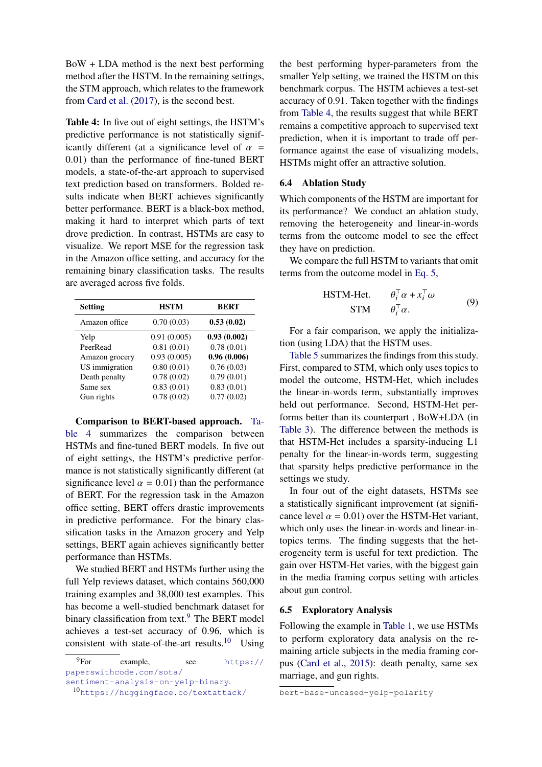BoW + LDA method is the next best performing method after the HSTM. In the remaining settings, the STM approach, which relates to the framework from Card et al. (2017), is the second best.

**Table 4:** In five out of eight settings, the HSTM's predictive performance is not statistically significantly different (at a significance level of $\alpha$ = 0.01) than the performance of fine-tuned BERT models, a state-of-the-art approach to supervised text prediction based on transformers. Bolded results indicate when BERT achieves significantly better performance. BERT is a black-box method, making it hard to interpret which parts of text drove prediction. In contrast, HSTMs are easy to visualize. We report MSE for the regression task in the Amazon office setting, and accuracy for the remaining binary classification tasks. The results are averaged across five folds.

| Setting | HSTM | BERT |
|---|---|---|
| Amazon office | 0.70 (0.03) | **0.53 (0.02)** |
| Yelp | 0.91 (0.005) | **0.93 (0.002)** |
| PeerRead | 0.81 (0.01) | 0.78 (0.01) |
| Amazon grocery | 0.93 (0.005) | **0.96 (0.006)** |
| US immigration | 0.80 (0.01) | 0.76 (0.03) |
| Death penalty | 0.78 (0.02) | 0.79 (0.01) |
| Same sex | 0.83 (0.01) | 0.83 (0.01) |
| Gun rights | 0.78 (0.02) | 0.77 (0.02) |

**Comparison to BERT-based approach.** Table 4 summarizes the comparison between HSTMs and fine-tuned BERT models. In five out of eight settings, the HSTM's predictive performance is not statistically significantly different (at significance level $\alpha = 0.01$) than the performance of BERT. For the regression task in the Amazon office setting, BERT offers drastic improvements in predictive performance. For the binary classification tasks in the Amazon grocery and Yelp settings, BERT again achieves significantly better performance than HSTMs.

We studied BERT and HSTMs further using the full Yelp reviews dataset, which contains 560,000 training examples and 38,000 test examples. This has become a well-studied benchmark dataset for binary classification from text.[9] The BERT model achieves a test-set accuracy of 0.96, which is consistent with state-of-the-art results.[10] Using the best performing hyper-parameters from the smaller Yelp setting, we trained the HSTM on this benchmark corpus. The HSTM achieves a test-set accuracy of 0.91. Taken together with the findings from Table 4, the results suggest that while BERT remains a competitive approach to supervised text prediction, when it is important to trade off performance against the ease of visualizing models, HSTMs might offer an attractive solution.

### 6.4 Ablation Study

Which components of the HSTM are important for its performance? We conduct an ablation study, removing the heterogeneity and linear-in-words terms from the outcome model to see the effect they have on prediction.

We compare the full HSTM to variants that omit terms from the outcome model in Eq. 5,

$$\begin{aligned} \text{HSTM-Het.} \quad & \theta_i^\top \alpha + x_i^\top \omega \\ \text{STM} \quad & \theta_i^\top \alpha. \end{aligned} \tag{9}$$

For a fair comparison, we apply the initialization (using LDA) that the HSTM uses.

Table 5 summarizes the findings from this study. First, compared to STM, which only uses topics to model the outcome, HSTM-Het, which includes the linear-in-words term, substantially improves held out performance. Second, HSTM-Het performs better than its counterpart , BoW+LDA (in Table 3). The difference between the methods is that HSTM-Het includes a sparsity-inducing L1 penalty for the linear-in-words term, suggesting that sparsity helps predictive performance in the settings we study.

In four out of the eight datasets, HSTMs see a statistically significant improvement (at significance level $\alpha = 0.01$) over the HSTM-Het variant, which only uses the linear-in-words and linear-in-topics terms. The finding suggests that the heterogeneity term is useful for text prediction. The gain over HSTM-Het varies, with the biggest gain in the media framing corpus setting with articles about gun control.

### 6.5 Exploratory Analysis

Following the example in Table 1, we use HSTMs to perform exploratory data analysis on the remaining article subjects in the media framing corpus (Card et al., 2015): death penalty, same sex marriage, and gun rights.

[9] For example, see https://paperswithcode.com/sota/sentiment-analysis-on-yelp-binary.

[10] https://huggingface.co/textattack/bert-base-uncased-yelp-polarity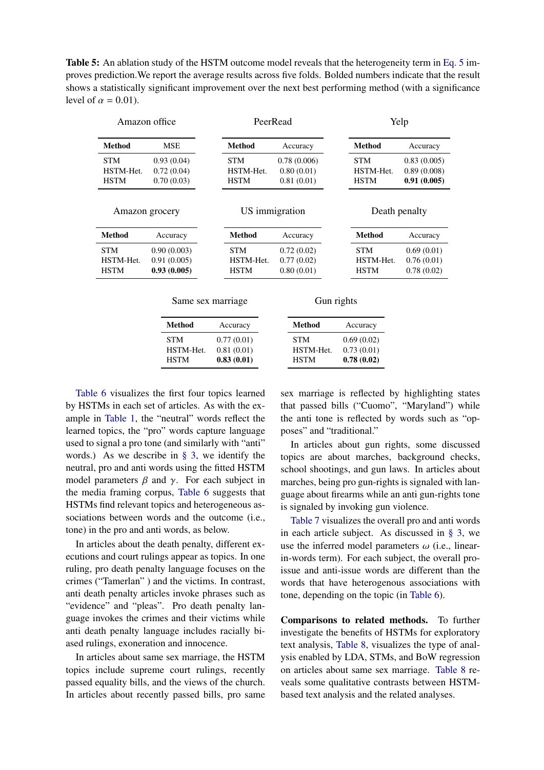**Table 5:** An ablation study of the HSTM outcome model reveals that the heterogeneity term in Eq. 5 improves prediction.We report the average results across five folds. Bolded numbers indicate that the result shows a statistically significant improvement over the next best performing method (with a significance level of $\alpha = 0.01$).

Amazon office

| Method | MSE |
|---|---|
| STM | 0.93 (0.04) |
| HSTM-Het. | 0.72 (0.04) |
| HSTM | 0.70 (0.03) |

PeerRead

| Method | Accuracy |
|---|---|
| STM | 0.78 (0.006) |
| HSTM-Het. | 0.80 (0.01) |
| HSTM | 0.81 (0.01) |

Yelp

| Method | Accuracy |
|---|---|
| STM | 0.83 (0.005) |
| HSTM-Het. | 0.89 (0.008) |
| HSTM | **0.91 (0.005)** |

Amazon grocery

| Method | Accuracy |
|---|---|
| STM | 0.90 (0.003) |
| HSTM-Het. | 0.91 (0.005) |
| HSTM | **0.93 (0.005)** |

US immigration

| Method | Accuracy |
|---|---|
| STM | 0.72 (0.02) |
| HSTM-Het. | 0.77 (0.02) |
| HSTM | 0.80 (0.01) |

Death penalty

| Method | Accuracy |
|---|---|
| STM | 0.69 (0.01) |
| HSTM-Het. | 0.76 (0.01) |
| HSTM | 0.78 (0.02) |

Same sex marriage

| Method | Accuracy |
|---|---|
| STM | 0.77 (0.01) |
| HSTM-Het. | 0.81 (0.01) |
| HSTM | **0.83 (0.01)** |

Gun rights

| Method | Accuracy |
|---|---|
| STM | 0.69 (0.02) |
| HSTM-Het. | 0.73 (0.01) |
| HSTM | **0.78 (0.02)** |

Table 6 visualizes the first four topics learned by HSTMs in each set of articles. As with the example in Table 1, the "neutral" words reflect the learned topics, the "pro" words capture language used to signal a pro tone (and similarly with "anti" words.) As we describe in § 3, we identify the neutral, pro and anti words using the fitted HSTM model parameters $\beta$ and $\gamma$. For each subject in the media framing corpus, Table 6 suggests that HSTMs find relevant topics and heterogeneous associations between words and the outcome (i.e., tone) in the pro and anti words, as below.

In articles about the death penalty, different executions and court rulings appear as topics. In one ruling, pro death penalty language focuses on the crimes ("Tamerlan" ) and the victims. In contrast, anti death penalty articles invoke phrases such as "evidence" and "pleas". Pro death penalty language invokes the crimes and their victims while anti death penalty language includes racially biased rulings, exoneration and innocence.

In articles about same sex marriage, the HSTM topics include supreme court rulings, recently passed equality bills, and the views of the church. In articles about recently passed bills, pro same sex marriage is reflected by highlighting states that passed bills ("Cuomo", "Maryland") while the anti tone is reflected by words such as "opposes" and "traditional."

In articles about gun rights, some discussed topics are about marches, background checks, school shootings, and gun laws. In articles about marches, being pro gun-rights is signaled with language about firearms while an anti gun-rights tone is signaled by invoking gun violence.

Table 7 visualizes the overall pro and anti words in each article subject. As discussed in § 3, we use the inferred model parameters $\omega$ (i.e., linear-in-words term). For each subject, the overall pro-issue and anti-issue words are different than the words that have heterogenous associations with tone, depending on the topic (in Table 6).

**Comparisons to related methods.** To further investigate the benefits of HSTMs for exploratory text analysis, Table 8, visualizes the type of analysis enabled by LDA, STMs, and BoW regression on articles about same sex marriage. Table 8 reveals some qualitative contrasts between HSTM-based text analysis and the related analyses.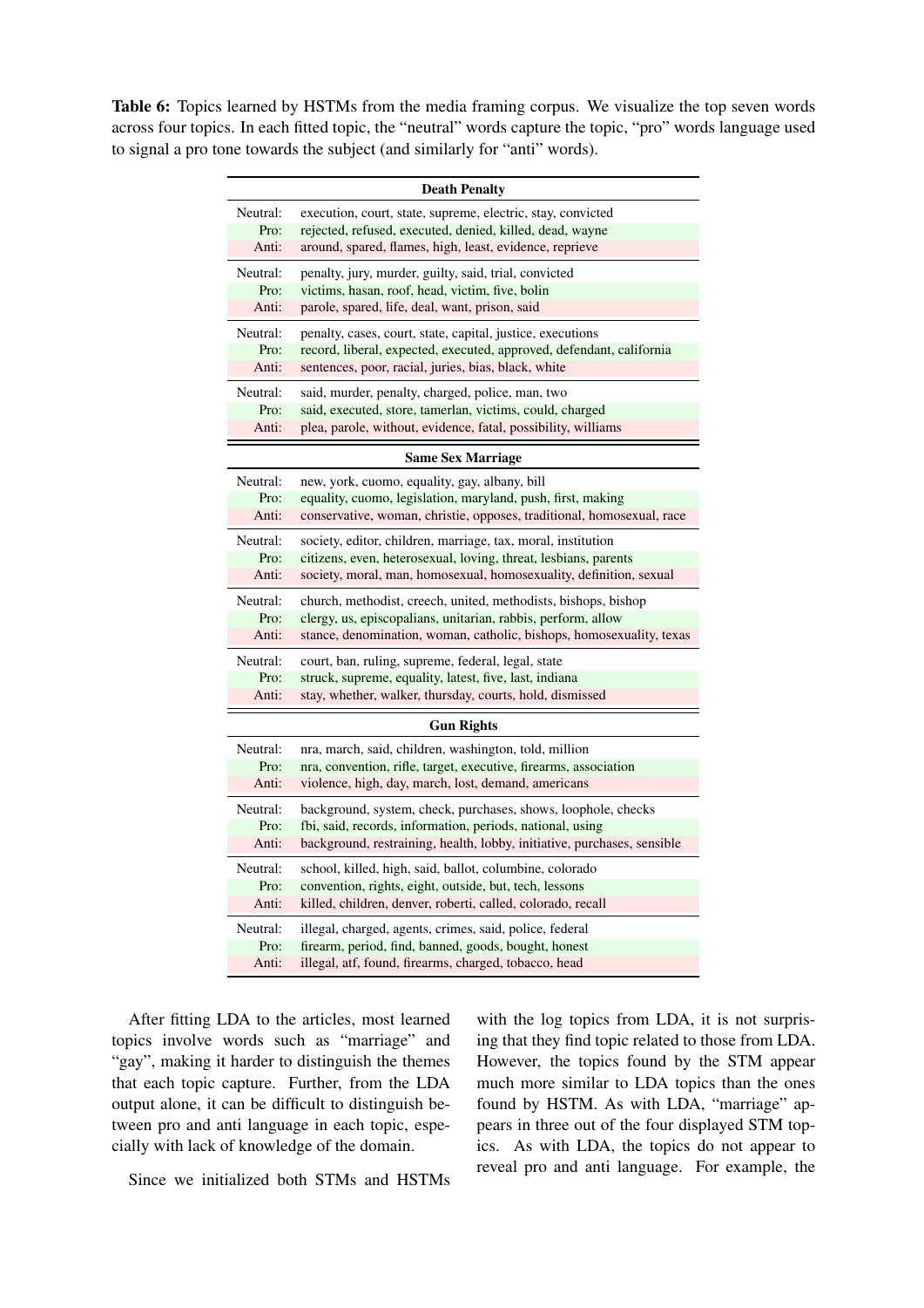**Table 6:** Topics learned by HSTMs from the media framing corpus. We visualize the top seven words across four topics. In each fitted topic, the "neutral" words capture the topic, "pro" words language used to signal a pro tone towards the subject (and similarly for "anti" words).

| | |
|---|---|
| **Death Penalty** | |
| Neutral: | execution, court, state, supreme, electric, stay, convicted |
| Pro: | rejected, refused, executed, denied, killed, dead, wayne |
| Anti: | around, spared, flames, high, least, evidence, reprieve |
| Neutral: | penalty, jury, murder, guilty, said, trial, convicted |
| Pro: | victims, hasan, roof, head, victim, five, bolin |
| Anti: | parole, spared, life, deal, want, prison, said |
| Neutral: | penalty, cases, court, state, capital, justice, executions |
| Pro: | record, liberal, expected, executed, approved, defendant, california |
| Anti: | sentences, poor, racial, juries, bias, black, white |
| Neutral: | said, murder, penalty, charged, police, man, two |
| Pro: | said, executed, store, tamerlan, victims, could, charged |
| Anti: | plea, parole, without, evidence, fatal, possibility, williams |
| **Same Sex Marriage** | |
| Neutral: | new, york, cuomo, equality, gay, albany, bill |
| Pro: | equality, cuomo, legislation, maryland, push, first, making |
| Anti: | conservative, woman, christie, opposes, traditional, homosexual, race |
| Neutral: | society, editor, children, marriage, tax, moral, institution |
| Pro: | citizens, even, heterosexual, loving, threat, lesbians, parents |
| Anti: | society, moral, man, homosexual, homosexuality, definition, sexual |
| Neutral: | church, methodist, creech, united, methodists, bishops, bishop |
| Pro: | clergy, us, episcopalians, unitarian, rabbis, perform, allow |
| Anti: | stance, denomination, woman, catholic, bishops, homosexuality, texas |
| Neutral: | court, ban, ruling, supreme, federal, legal, state |
| Pro: | struck, supreme, equality, latest, five, last, indiana |
| Anti: | stay, whether, walker, thursday, courts, hold, dismissed |
| **Gun Rights** | |
| Neutral: | nra, march, said, children, washington, told, million |
| Pro: | nra, convention, rifle, target, executive, firearms, association |
| Anti: | violence, high, day, march, lost, demand, americans |
| Neutral: | background, system, check, purchases, shows, loophole, checks |
| Pro: | fbi, said, records, information, periods, national, using |
| Anti: | background, restraining, health, lobby, initiative, purchases, sensible |
| Neutral: | school, killed, high, said, ballot, columbine, colorado |
| Pro: | convention, rights, eight, outside, but, tech, lessons |
| Anti: | killed, children, denver, roberti, called, colorado, recall |
| Neutral: | illegal, charged, agents, crimes, said, police, federal |
| Pro: | firearm, period, find, banned, goods, bought, honest |
| Anti: | illegal, atf, found, firearms, charged, tobacco, head |

After fitting LDA to the articles, most learned topics involve words such as "marriage" and "gay", making it harder to distinguish the themes that each topic capture. Further, from the LDA output alone, it can be difficult to distinguish between pro and anti language in each topic, especially with lack of knowledge of the domain.

Since we initialized both STMs and HSTMs with the log topics from LDA, it is not surprising that they find topic related to those from LDA. However, the topics found by the STM appear much more similar to LDA topics than the ones found by HSTM. As with LDA, "marriage" appears in three out of the four displayed STM topics. As with LDA, the topics do not appear to reveal pro and anti language. For example, the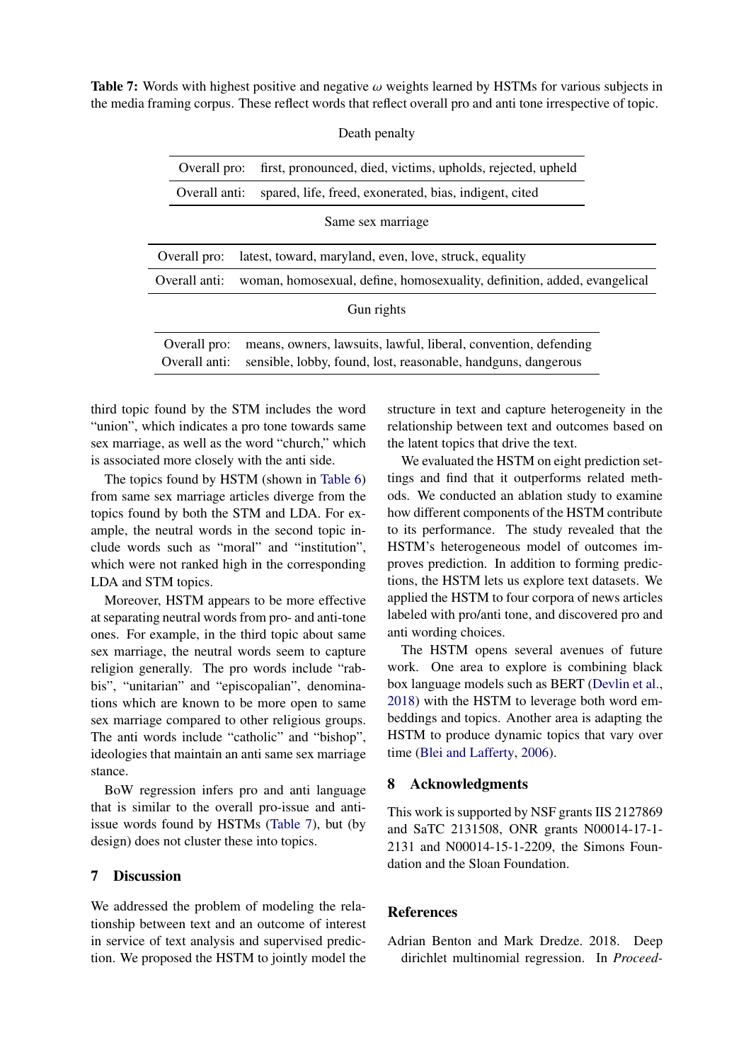**Table 7:** Words with highest positive and negative $\omega$ weights learned by HSTMs for various subjects in the media framing corpus. These reflect words that reflect overall pro and anti tone irrespective of topic.

Death penalty

| | |
|---|---|
| Overall pro: | first, pronounced, died, victims, upholds, rejected, upheld |
| Overall anti: | spared, life, freed, exonerated, bias, indigent, cited |

Same sex marriage

| | |
|---|---|
| Overall pro: | latest, toward, maryland, even, love, struck, equality |
| Overall anti: | woman, homosexual, define, homosexuality, definition, added, evangelical |

Gun rights

| | |
|---|---|
| Overall pro: | means, owners, lawsuits, lawful, liberal, convention, defending |
| Overall anti: | sensible, lobby, found, lost, reasonable, handguns, dangerous |

third topic found by the STM includes the word "union", which indicates a pro tone towards same sex marriage, as well as the word "church," which is associated more closely with the anti side.

The topics found by HSTM (shown in Table 6) from same sex marriage articles diverge from the topics found by both the STM and LDA. For example, the neutral words in the second topic include words such as "moral" and "institution", which were not ranked high in the corresponding LDA and STM topics.

Moreover, HSTM appears to be more effective at separating neutral words from pro- and anti-tone ones. For example, in the third topic about same sex marriage, the neutral words seem to capture religion generally. The pro words include "rabbis", "unitarian" and "episcopalian", denominations which are known to be more open to same sex marriage compared to other religious groups. The anti words include "catholic" and "bishop", ideologies that maintain an anti same sex marriage stance.

BoW regression infers pro and anti language that is similar to the overall pro-issue and anti-issue words found by HSTMs (Table 7), but (by design) does not cluster these into topics.

## 7 Discussion

We addressed the problem of modeling the relationship between text and an outcome of interest in service of text analysis and supervised prediction. We proposed the HSTM to jointly model the structure in text and capture heterogeneity in the relationship between text and outcomes based on the latent topics that drive the text.

We evaluated the HSTM on eight prediction settings and find that it outperforms related methods. We conducted an ablation study to examine how different components of the HSTM contribute to its performance. The study revealed that the HSTM's heterogeneous model of outcomes improves prediction. In addition to forming predictions, the HSTM lets us explore text datasets. We applied the HSTM to four corpora of news articles labeled with pro/anti tone, and discovered pro and anti wording choices.

The HSTM opens several avenues of future work. One area to explore is combining black box language models such as BERT (Devlin et al., 2018) with the HSTM to leverage both word embeddings and topics. Another area is adapting the HSTM to produce dynamic topics that vary over time (Blei and Lafferty, 2006).

## 8 Acknowledgments

This work is supported by NSF grants IIS 2127869 and SaTC 2131508, ONR grants N00014-17-1-2131 and N00014-15-1-2209, the Simons Foundation and the Sloan Foundation.

## References

Adrian Benton and Mark Dredze. 2018. Deep dirichlet multinomial regression. In *Proceed-*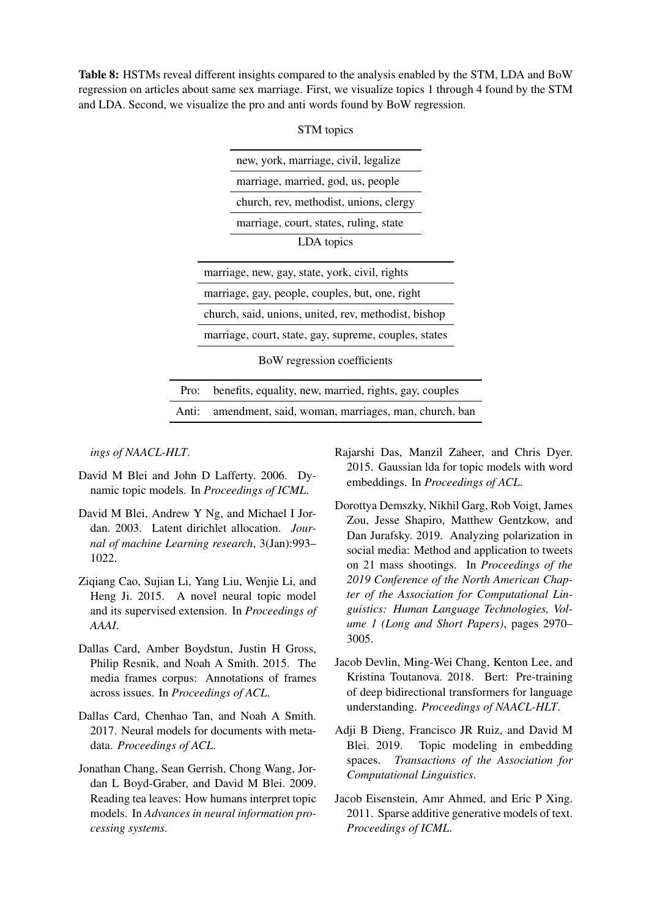**Table 8:** HSTMs reveal different insights compared to the analysis enabled by the STM, LDA and BoW regression on articles about same sex marriage. First, we visualize topics 1 through 4 found by the STM and LDA. Second, we visualize the pro and anti words found by BoW regression.

| STM topics |
|---|
| new, york, marriage, civil, legalize |
| marriage, married, god, us, people |
| church, rev, methodist, unions, clergy |
| marriage, court, states, ruling, state |

| LDA topics |
|---|
| marriage, new, gay, state, york, civil, rights |
| marriage, gay, people, couples, but, one, right |
| church, said, unions, united, rev, methodist, bishop |
| marriage, court, state, gay, supreme, couples, states |

| BoW regression coefficients | |
|---|---|
| Pro: | benefits, equality, new, married, rights, gay, couples |
| Anti: | amendment, said, woman, marriages, man, church, ban |

*ings of NAACL-HLT*.

David M Blei and John D Lafferty. 2006. Dynamic topic models. In *Proceedings of ICML*.

David M Blei, Andrew Y Ng, and Michael I Jordan. 2003. Latent dirichlet allocation. *Journal of machine Learning research*, 3(Jan):993–1022.

Ziqiang Cao, Sujian Li, Yang Liu, Wenjie Li, and Heng Ji. 2015. A novel neural topic model and its supervised extension. In *Proceedings of AAAI*.

Dallas Card, Amber Boydstun, Justin H Gross, Philip Resnik, and Noah A Smith. 2015. The media frames corpus: Annotations of frames across issues. In *Proceedings of ACL*.

Dallas Card, Chenhao Tan, and Noah A Smith. 2017. Neural models for documents with metadata. *Proceedings of ACL*.

Jonathan Chang, Sean Gerrish, Chong Wang, Jordan L Boyd-Graber, and David M Blei. 2009. Reading tea leaves: How humans interpret topic models. In *Advances in neural information processing systems*.

Rajarshi Das, Manzil Zaheer, and Chris Dyer. 2015. Gaussian lda for topic models with word embeddings. In *Proceedings of ACL*.

Dorottya Demszky, Nikhil Garg, Rob Voigt, James Zou, Jesse Shapiro, Matthew Gentzkow, and Dan Jurafsky. 2019. Analyzing polarization in social media: Method and application to tweets on 21 mass shootings. In *Proceedings of the 2019 Conference of the North American Chapter of the Association for Computational Linguistics: Human Language Technologies, Volume 1 (Long and Short Papers)*, pages 2970–3005.

Jacob Devlin, Ming-Wei Chang, Kenton Lee, and Kristina Toutanova. 2018. Bert: Pre-training of deep bidirectional transformers for language understanding. *Proceedings of NAACL-HLT*.

Adji B Dieng, Francisco JR Ruiz, and David M Blei. 2019. Topic modeling in embedding spaces. *Transactions of the Association for Computational Linguistics*.

Jacob Eisenstein, Amr Ahmed, and Eric P Xing. 2011. Sparse additive generative models of text. *Proceedings of ICML*.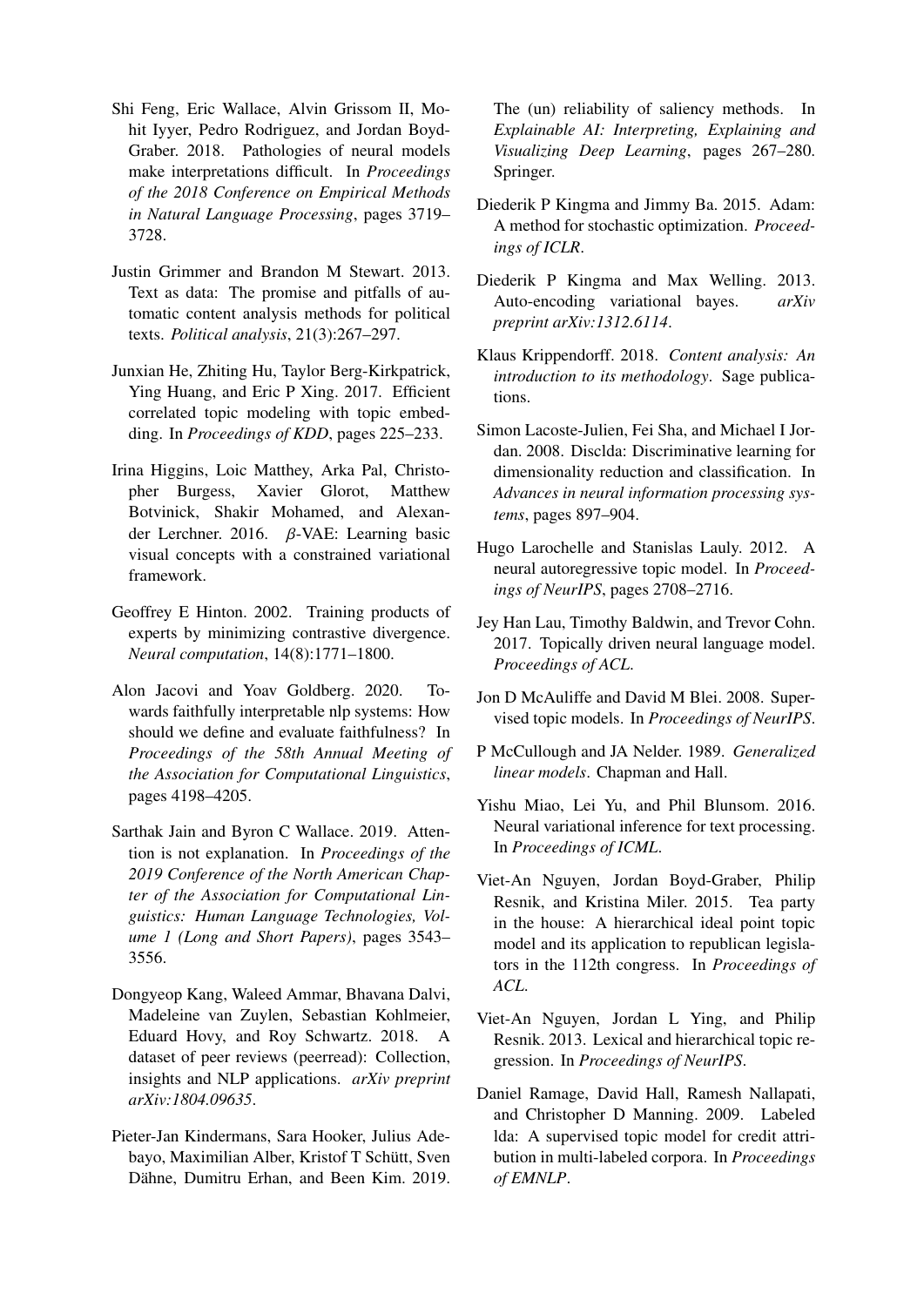Shi Feng, Eric Wallace, Alvin Grissom II, Mohit Iyyer, Pedro Rodriguez, and Jordan Boyd-Graber. 2018. Pathologies of neural models make interpretations difficult. In *Proceedings of the 2018 Conference on Empirical Methods in Natural Language Processing*, pages 3719–3728.

Justin Grimmer and Brandon M Stewart. 2013. Text as data: The promise and pitfalls of automatic content analysis methods for political texts. *Political analysis*, 21(3):267–297.

Junxian He, Zhiting Hu, Taylor Berg-Kirkpatrick, Ying Huang, and Eric P Xing. 2017. Efficient correlated topic modeling with topic embedding. In *Proceedings of KDD*, pages 225–233.

Irina Higgins, Loic Matthey, Arka Pal, Christopher Burgess, Xavier Glorot, Matthew Botvinick, Shakir Mohamed, and Alexander Lerchner. 2016. $\beta$-VAE: Learning basic visual concepts with a constrained variational framework.

Geoffrey E Hinton. 2002. Training products of experts by minimizing contrastive divergence. *Neural computation*, 14(8):1771–1800.

Alon Jacovi and Yoav Goldberg. 2020. Towards faithfully interpretable nlp systems: How should we define and evaluate faithfulness? In *Proceedings of the 58th Annual Meeting of the Association for Computational Linguistics*, pages 4198–4205.

Sarthak Jain and Byron C Wallace. 2019. Attention is not explanation. In *Proceedings of the 2019 Conference of the North American Chapter of the Association for Computational Linguistics: Human Language Technologies, Volume 1 (Long and Short Papers)*, pages 3543–3556.

Dongyeop Kang, Waleed Ammar, Bhavana Dalvi, Madeleine van Zuylen, Sebastian Kohlmeier, Eduard Hovy, and Roy Schwartz. 2018. A dataset of peer reviews (peerread): Collection, insights and NLP applications. *arXiv preprint arXiv:1804.09635*.

Pieter-Jan Kindermans, Sara Hooker, Julius Adebayo, Maximilian Alber, Kristof T Schütt, Sven Dähne, Dumitru Erhan, and Been Kim. 2019. The (un) reliability of saliency methods. In *Explainable AI: Interpreting, Explaining and Visualizing Deep Learning*, pages 267–280. Springer.

Diederik P Kingma and Jimmy Ba. 2015. Adam: A method for stochastic optimization. *Proceedings of ICLR*.

Diederik P Kingma and Max Welling. 2013. Auto-encoding variational bayes. *arXiv preprint arXiv:1312.6114*.

Klaus Krippendorff. 2018. *Content analysis: An introduction to its methodology*. Sage publications.

Simon Lacoste-Julien, Fei Sha, and Michael I Jordan. 2008. Disclda: Discriminative learning for dimensionality reduction and classification. In *Advances in neural information processing systems*, pages 897–904.

Hugo Larochelle and Stanislas Lauly. 2012. A neural autoregressive topic model. In *Proceedings of NeurIPS*, pages 2708–2716.

Jey Han Lau, Timothy Baldwin, and Trevor Cohn. 2017. Topically driven neural language model. *Proceedings of ACL*.

Jon D McAuliffe and David M Blei. 2008. Supervised topic models. In *Proceedings of NeurIPS*.

P McCullough and JA Nelder. 1989. *Generalized linear models*. Chapman and Hall.

Yishu Miao, Lei Yu, and Phil Blunsom. 2016. Neural variational inference for text processing. In *Proceedings of ICML*.

Viet-An Nguyen, Jordan Boyd-Graber, Philip Resnik, and Kristina Miler. 2015. Tea party in the house: A hierarchical ideal point topic model and its application to republican legislators in the 112th congress. In *Proceedings of ACL*.

Viet-An Nguyen, Jordan L Ying, and Philip Resnik. 2013. Lexical and hierarchical topic regression. In *Proceedings of NeurIPS*.

Daniel Ramage, David Hall, Ramesh Nallapati, and Christopher D Manning. 2009. Labeled lda: A supervised topic model for credit attribution in multi-labeled corpora. In *Proceedings of EMNLP*.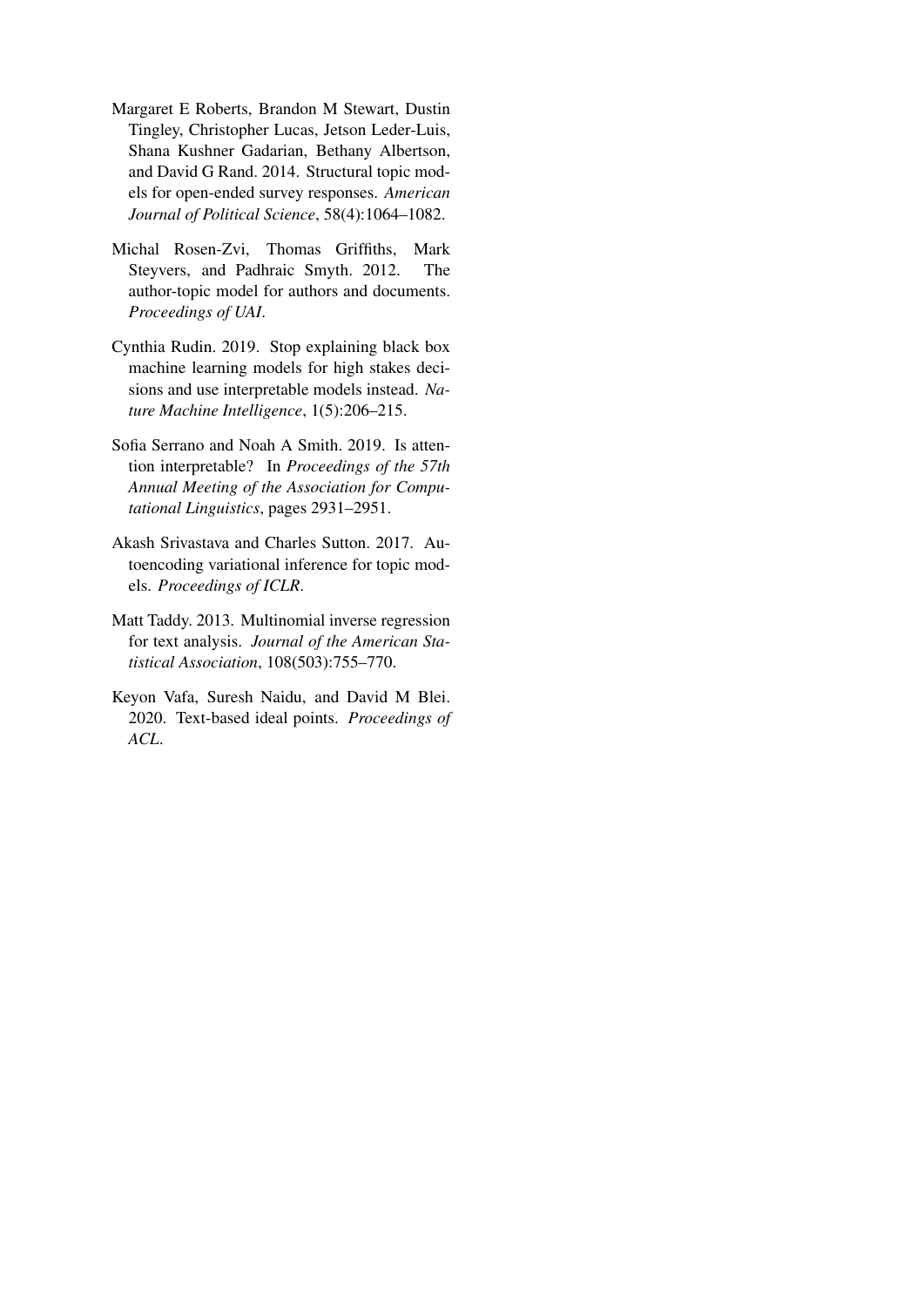Margaret E Roberts, Brandon M Stewart, Dustin Tingley, Christopher Lucas, Jetson Leder-Luis, Shana Kushner Gadarian, Bethany Albertson, and David G Rand. 2014. Structural topic models for open-ended survey responses. *American Journal of Political Science*, 58(4):1064–1082.

Michal Rosen-Zvi, Thomas Griffiths, Mark Steyvers, and Padhraic Smyth. 2012. The author-topic model for authors and documents. *Proceedings of UAI*.

Cynthia Rudin. 2019. Stop explaining black box machine learning models for high stakes decisions and use interpretable models instead. *Nature Machine Intelligence*, 1(5):206–215.

Sofia Serrano and Noah A Smith. 2019. Is attention interpretable? In *Proceedings of the 57th Annual Meeting of the Association for Computational Linguistics*, pages 2931–2951.

Akash Srivastava and Charles Sutton. 2017. Autoencoding variational inference for topic models. *Proceedings of ICLR*.

Matt Taddy. 2013. Multinomial inverse regression for text analysis. *Journal of the American Statistical Association*, 108(503):755–770.

Keyon Vafa, Suresh Naidu, and David M Blei. 2020. Text-based ideal points. *Proceedings of ACL*.